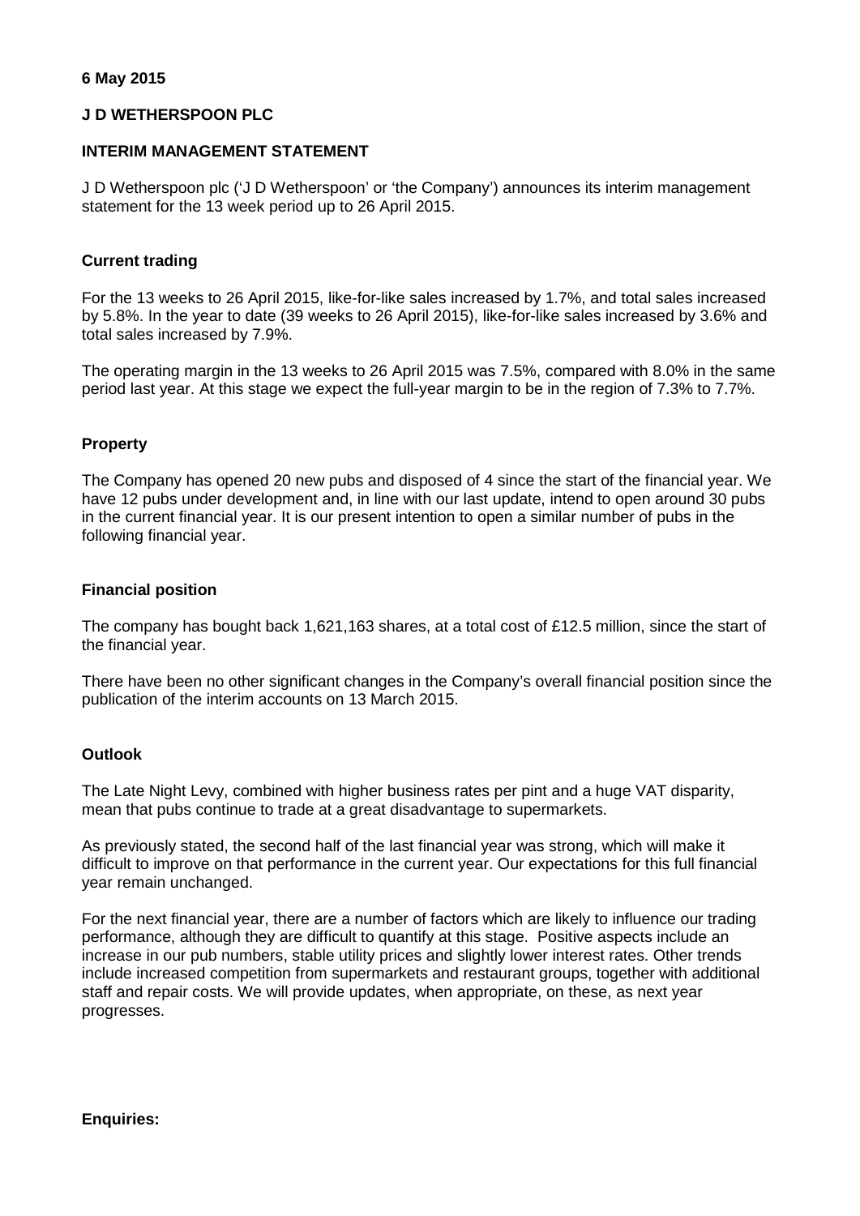**6 May 2015**

**J D WETHERSPOON PLC**

**INTERIM MANAGEMENT STATEMENT**

J D Wetherspoon plc ('J D Wetherspoon' or 'the Company') announces its interim management statement for the 13 week period up to 26 April 2015.

**Current trading**

For the 13 weeks to 26 April 2015, like-for-like sales increased by 1.7%, and total sales increased by 5.8%. In the year to date (39 weeks to 26 April 2015), like-for-like sales increased by 3.6% and total sales increased by 7.9%.

The operating margin in the 13 weeks to 26 April 2015 was 7.5%, compared with 8.0% in the same period last year. At this stage we expect the full-year margin to be in the region of 7.3% to 7.7%.

**Property**

The Company has opened 20 new pubs and disposed of 4 since the start of the financial year. We have 12 pubs under development and, in line with our last update, intend to open around 30 pubs in the current financial year. It is our present intention to open a similar number of pubs in the following financial year.

**Financial position**

The company has bought back 1,621,163 shares, at a total cost of £12.5 million, since the start of the financial year.

There have been no other significant changes in the Company's overall financial position since the publication of the interim accounts on 13 March 2015.

**Outlook**

The Late Night Levy, combined with higher business rates per pint and a huge VAT disparity, mean that pubs continue to trade at a great disadvantage to supermarkets.

As previously stated, the second half of the last financial year was strong, which will make it difficult to improve on that performance in the current year. Our expectations for this full financial year remain unchanged.

For the next financial year, there are a number of factors which are likely to influence our trading performance, although they are difficult to quantify at this stage. Positive aspects include an increase in our pub numbers, stable utility prices and slightly lower interest rates. Other trends include increased competition from supermarkets and restaurant groups, together with additional staff and repair costs. We will provide updates, when appropriate, on these, as next year progresses.

**Enquiries:**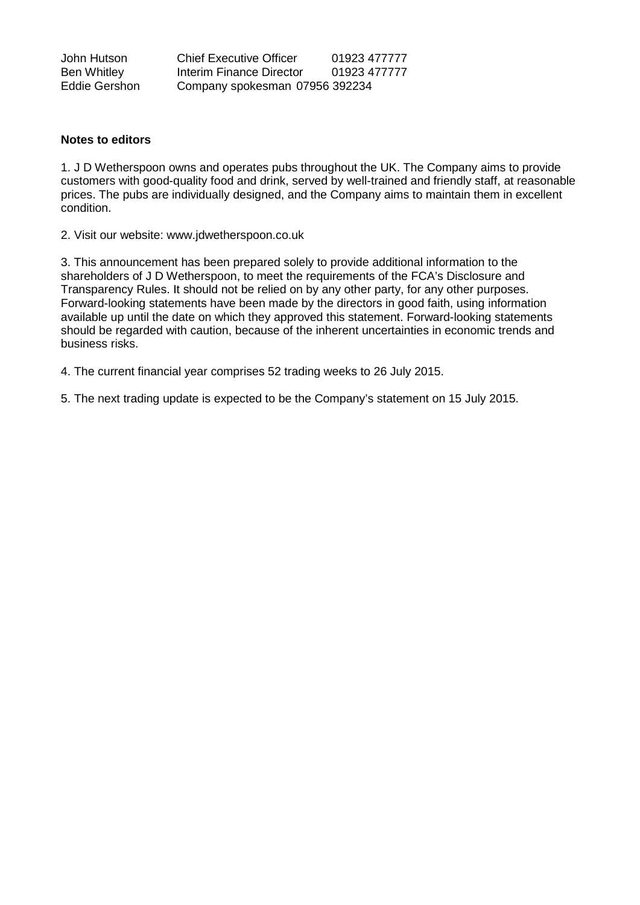| | | |
|---|---|---|
| John Hutson | Chief Executive Officer | 01923 477777 |
| Ben Whitley | Interim Finance Director | 01923 477777 |
| Eddie Gershon | Company spokesman | 07956 392234 |

**Notes to editors**

1. J D Wetherspoon owns and operates pubs throughout the UK. The Company aims to provide customers with good-quality food and drink, served by well-trained and friendly staff, at reasonable prices. The pubs are individually designed, and the Company aims to maintain them in excellent condition.

2. Visit our website: www.jdwetherspoon.co.uk

3. This announcement has been prepared solely to provide additional information to the shareholders of J D Wetherspoon, to meet the requirements of the FCA's Disclosure and Transparency Rules. It should not be relied on by any other party, for any other purposes. Forward-looking statements have been made by the directors in good faith, using information available up until the date on which they approved this statement. Forward-looking statements should be regarded with caution, because of the inherent uncertainties in economic trends and business risks.

4. The current financial year comprises 52 trading weeks to 26 July 2015.

5. The next trading update is expected to be the Company's statement on 15 July 2015.